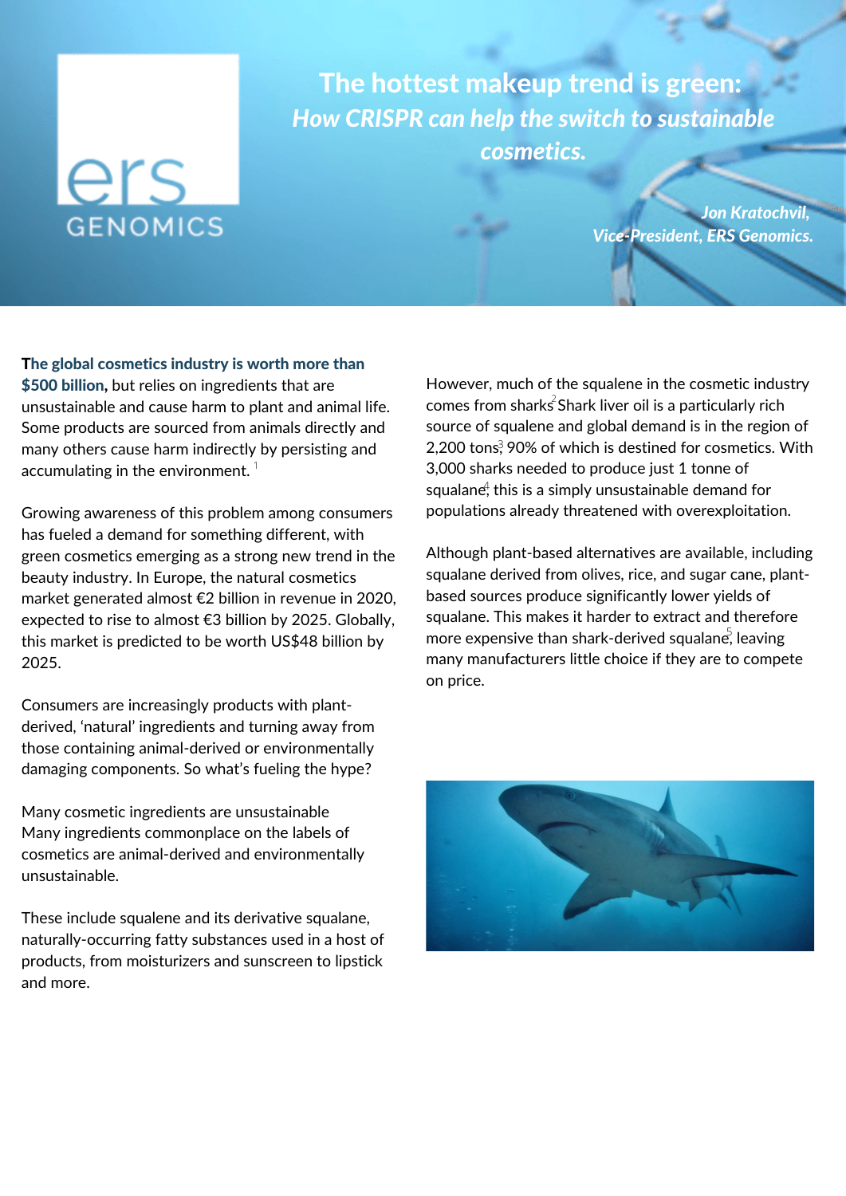# The hottest makeup trend is green:

## *How CRISPR can help the switch to sustainable cosmetics.*

***Jon Kratochvil, Vice-President, ERS Genomics.***

**The global cosmetics industry is worth more than $500 billion,** but relies on ingredients that are unsustainable and cause harm to plant and animal life. Some products are sourced from animals directly and many others cause harm indirectly by persisting and accumulating in the environment. [1]

Growing awareness of this problem among consumers has fueled a demand for something different, with green cosmetics emerging as a strong new trend in the beauty industry. In Europe, the natural cosmetics market generated almost €2 billion in revenue in 2020, expected to rise to almost €3 billion by 2025. Globally, this market is predicted to be worth US$48 billion by 2025.

Consumers are increasingly products with plant-derived, 'natural' ingredients and turning away from those containing animal-derived or environmentally damaging components. So what's fueling the hype?

Many cosmetic ingredients are unsustainable

Many ingredients commonplace on the labels of cosmetics are animal-derived and environmentally unsustainable.

These include squalene and its derivative squalane, naturally-occurring fatty substances used in a host of products, from moisturizers and sunscreen to lipstick and more.

However, much of the squalene in the cosmetic industry comes from sharks.[2] Shark liver oil is a particularly rich source of squalene and global demand is in the region of 2,200 tons,[3] 90% of which is destined for cosmetics. With 3,000 sharks needed to produce just 1 tonne of squalane,[4] this is a simply unsustainable demand for populations already threatened with overexploitation.

Although plant-based alternatives are available, including squalane derived from olives, rice, and sugar cane, plant-based sources produce significantly lower yields of squalane. This makes it harder to extract and therefore more expensive than shark-derived squalane,[5] leaving many manufacturers little choice if they are to compete on price.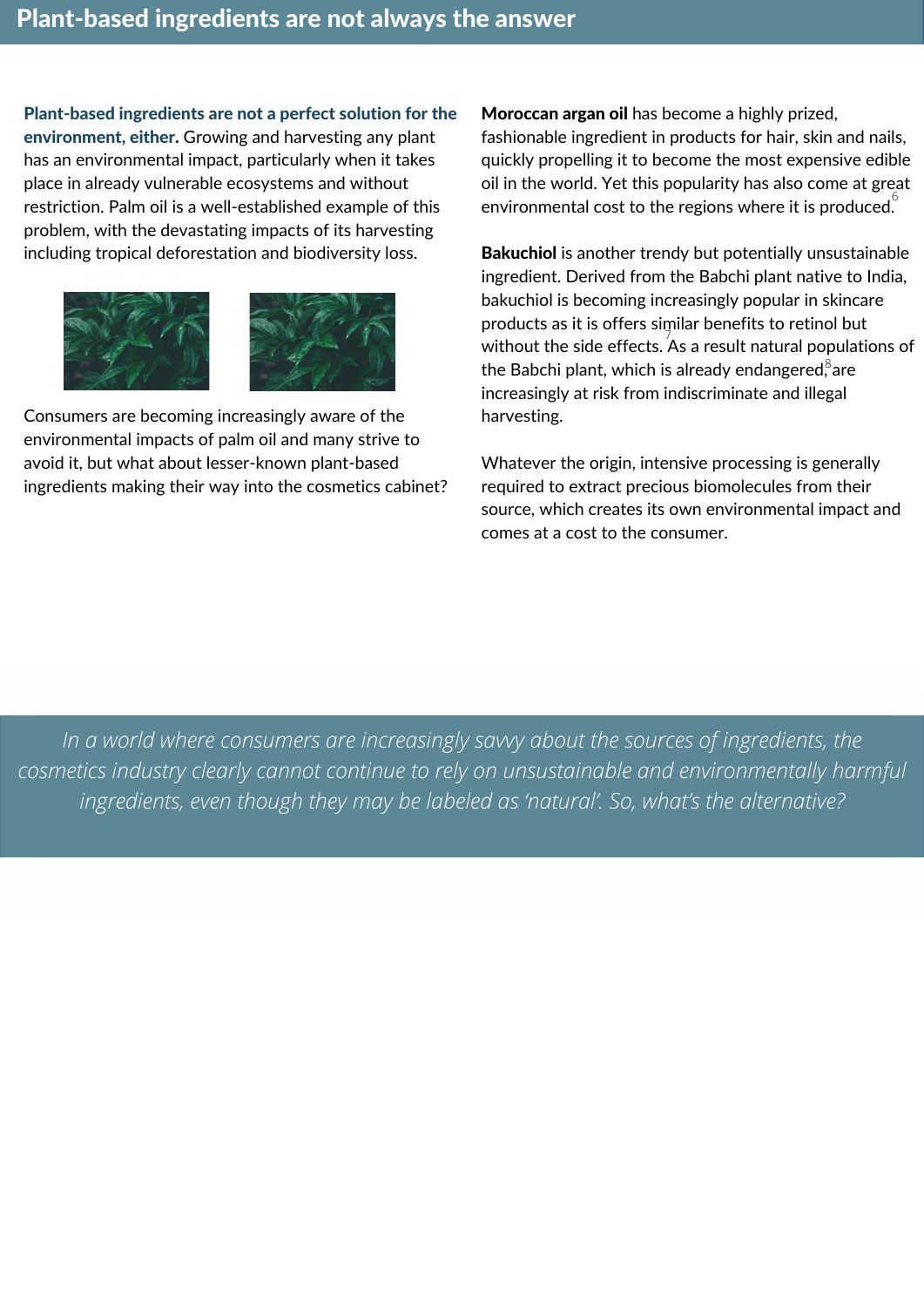# Plant-based ingredients are not always the answer

**Plant-based ingredients are not a perfect solution for the environment, either.** Growing and harvesting any plant has an environmental impact, particularly when it takes place in already vulnerable ecosystems and without restriction. Palm oil is a well-established example of this problem, with the devastating impacts of its harvesting including tropical deforestation and biodiversity loss.

Consumers are becoming increasingly aware of the environmental impacts of palm oil and many strive to avoid it, but what about lesser-known plant-based ingredients making their way into the cosmetics cabinet?

**Moroccan argan oil** has become a highly prized, fashionable ingredient in products for hair, skin and nails, quickly propelling it to become the most expensive edible oil in the world. Yet this popularity has also come at great environmental cost to the regions where it is produced.[6]

**Bakuchiol** is another trendy but potentially unsustainable ingredient. Derived from the Babchi plant native to India, bakuchiol is becoming increasingly popular in skincare products as it is offers similar benefits to retinol but without the side effects.[7] As a result natural populations of the Babchi plant, which is already endangered,[8] are increasingly at risk from indiscriminate and illegal harvesting.

Whatever the origin, intensive processing is generally required to extract precious biomolecules from their source, which creates its own environmental impact and comes at a cost to the consumer.

*In a world where consumers are increasingly savvy about the sources of ingredients, the cosmetics industry clearly cannot continue to rely on unsustainable and environmentally harmful ingredients, even though they may be labeled as 'natural'. So, what's the alternative?*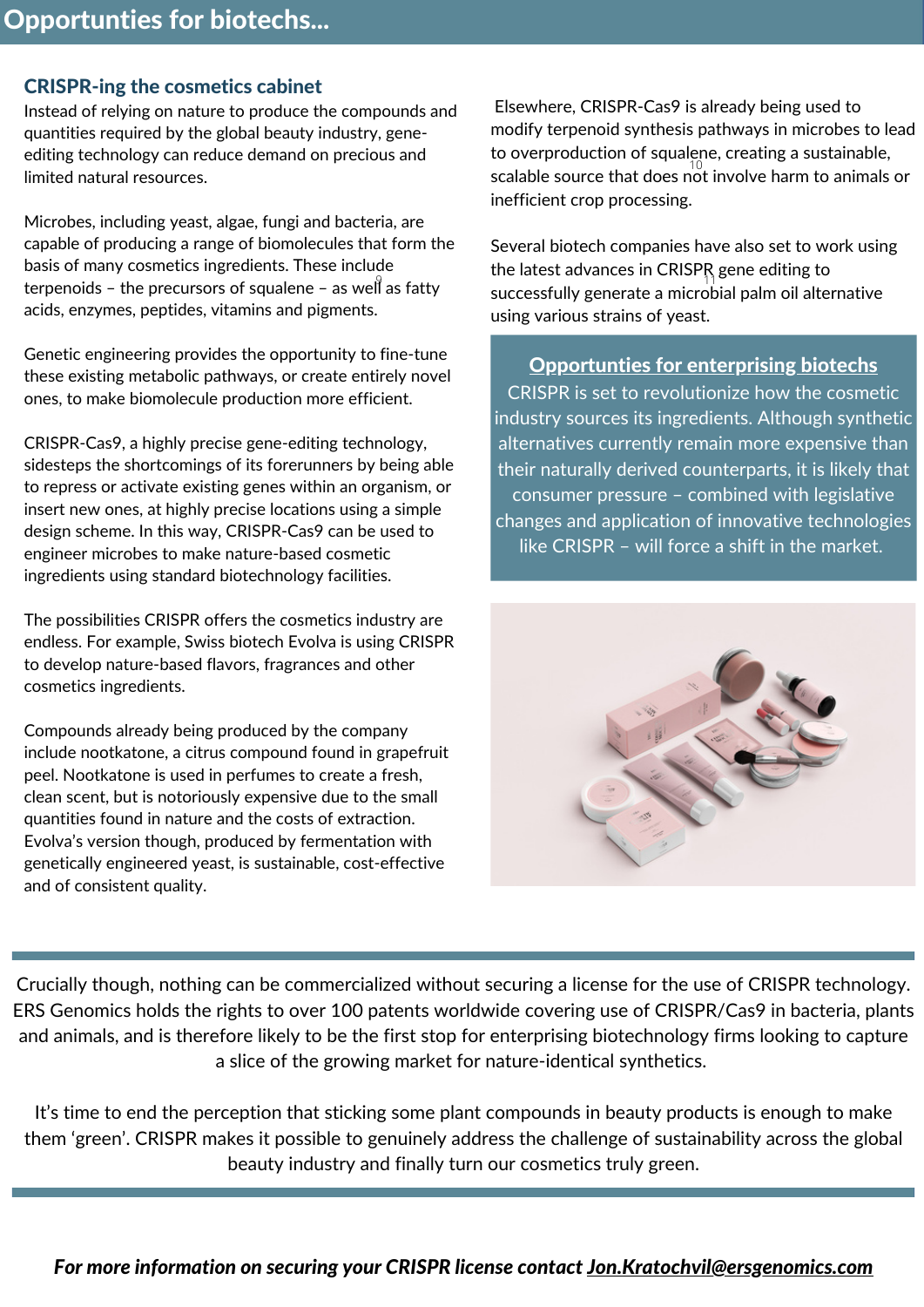## Opportunties for biotechs...

### CRISPR-ing the cosmetics cabinet

Instead of relying on nature to produce the compounds and quantities required by the global beauty industry, gene-editing technology can reduce demand on precious and limited natural resources.

Microbes, including yeast, algae, fungi and bacteria, are capable of producing a range of biomolecules that form the basis of many cosmetics ingredients. These include terpenoids – the precursors of squalene – as well[9] as fatty acids, enzymes, peptides, vitamins and pigments.

Genetic engineering provides the opportunity to fine-tune these existing metabolic pathways, or create entirely novel ones, to make biomolecule production more efficient.

CRISPR-Cas9, a highly precise gene-editing technology, sidesteps the shortcomings of its forerunners by being able to repress or activate existing genes within an organism, or insert new ones, at highly precise locations using a simple design scheme. In this way, CRISPR-Cas9 can be used to engineer microbes to make nature-based cosmetic ingredients using standard biotechnology facilities.

The possibilities CRISPR offers the cosmetics industry are endless. For example, Swiss biotech Evolva is using CRISPR to develop nature-based flavors, fragrances and other cosmetics ingredients.

Compounds already being produced by the company include nootkatone, a citrus compound found in grapefruit peel. Nootkatone is used in perfumes to create a fresh, clean scent, but is notoriously expensive due to the small quantities found in nature and the costs of extraction. Evolva's version though, produced by fermentation with genetically engineered yeast, is sustainable, cost-effective and of consistent quality.

Elsewhere, CRISPR-Cas9 is already being used to modify terpenoid synthesis pathways in microbes to lead to overproduction of squalene,[10] creating a sustainable, scalable source that does not involve harm to animals or inefficient crop processing.

Several biotech companies have also set to work using the latest advances in CRISPR[11] gene editing to successfully generate a microbial palm oil alternative using various strains of yeast.

**Opportunties for enterprising biotechs**

CRISPR is set to revolutionize how the cosmetic industry sources its ingredients. Although synthetic alternatives currently remain more expensive than their naturally derived counterparts, it is likely that consumer pressure – combined with legislative changes and application of innovative technologies like CRISPR – will force a shift in the market.

Crucially though, nothing can be commercialized without securing a license for the use of CRISPR technology. ERS Genomics holds the rights to over 100 patents worldwide covering use of CRISPR/Cas9 in bacteria, plants and animals, and is therefore likely to be the first stop for enterprising biotechnology firms looking to capture a slice of the growing market for nature-identical synthetics.

It's time to end the perception that sticking some plant compounds in beauty products is enough to make them 'green'. CRISPR makes it possible to genuinely address the challenge of sustainability across the global beauty industry and finally turn our cosmetics truly green.

***For more information on securing your CRISPR license contact Jon.Kratochvil@ersgenomics.com***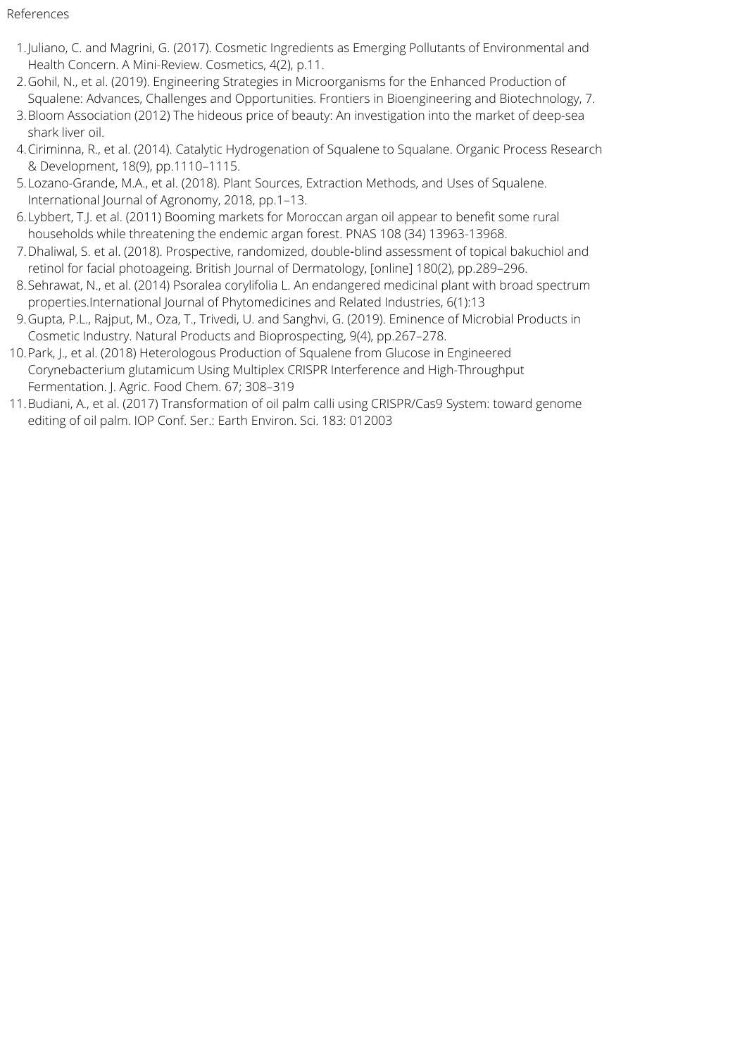References

1. Juliano, C. and Magrini, G. (2017). Cosmetic Ingredients as Emerging Pollutants of Environmental and Health Concern. A Mini-Review. Cosmetics, 4(2), p.11.
2. Gohil, N., et al. (2019). Engineering Strategies in Microorganisms for the Enhanced Production of Squalene: Advances, Challenges and Opportunities. Frontiers in Bioengineering and Biotechnology, 7.
3. Bloom Association (2012) The hideous price of beauty: An investigation into the market of deep-sea shark liver oil.
4. Ciriminna, R., et al. (2014). Catalytic Hydrogenation of Squalene to Squalane. Organic Process Research & Development, 18(9), pp.1110–1115.
5. Lozano-Grande, M.A., et al. (2018). Plant Sources, Extraction Methods, and Uses of Squalene. International Journal of Agronomy, 2018, pp.1–13.
6. Lybbert, T.J. et al. (2011) Booming markets for Moroccan argan oil appear to benefit some rural households while threatening the endemic argan forest. PNAS 108 (34) 13963-13968.
7. Dhaliwal, S. et al. (2018). Prospective, randomized, double-blind assessment of topical bakuchiol and retinol for facial photoageing. British Journal of Dermatology, [online] 180(2), pp.289–296.
8. Sehrawat, N., et al. (2014) Psoralea corylifolia L. An endangered medicinal plant with broad spectrum properties.International Journal of Phytomedicines and Related Industries, 6(1):13
9. Gupta, P.L., Rajput, M., Oza, T., Trivedi, U. and Sanghvi, G. (2019). Eminence of Microbial Products in Cosmetic Industry. Natural Products and Bioprospecting, 9(4), pp.267–278.
10. Park, J., et al. (2018) Heterologous Production of Squalene from Glucose in Engineered Corynebacterium glutamicum Using Multiplex CRISPR Interference and High-Throughput Fermentation. J. Agric. Food Chem. 67; 308–319
11. Budiani, A., et al. (2017) Transformation of oil palm calli using CRISPR/Cas9 System: toward genome editing of oil palm. IOP Conf. Ser.: Earth Environ. Sci. 183: 012003